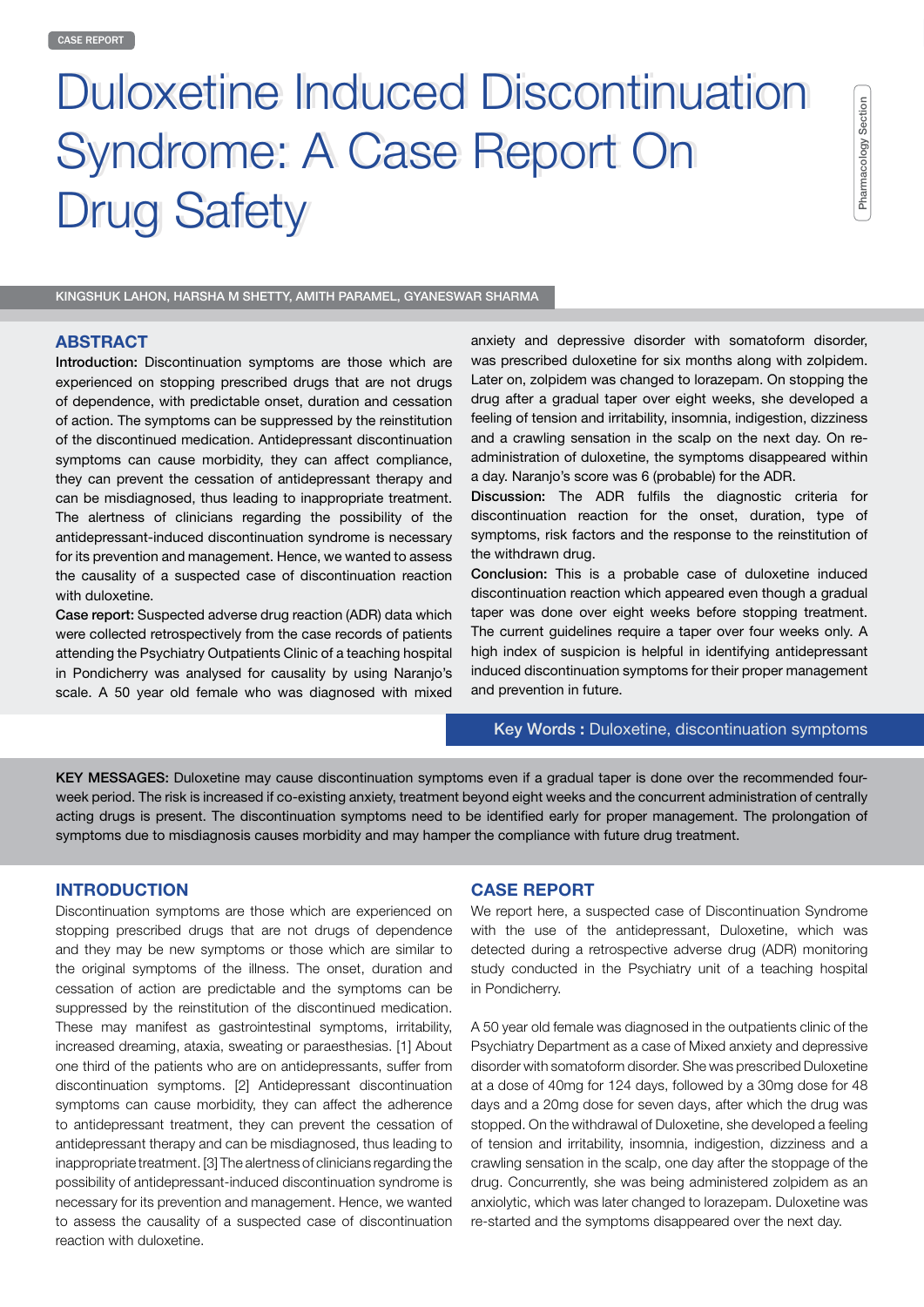CASE REPORT

# Duloxetine Induced Discontinuation Syndrome: A Case Report On Drug Safety

Pharmacology Section

KINGSHUK LAHON, HARSHA M SHETTY, AMITH PARAMEL, GYANESWAR SHARMA

## ABSTRACT

**Introduction:** Discontinuation symptoms are those which are experienced on stopping prescribed drugs that are not drugs of dependence, with predictable onset, duration and cessation of action. The symptoms can be suppressed by the reinstitution of the discontinued medication. Antidepressant discontinuation symptoms can cause morbidity, they can affect compliance, they can prevent the cessation of antidepressant therapy and can be misdiagnosed, thus leading to inappropriate treatment. The alertness of clinicians regarding the possibility of the antidepressant-induced discontinuation syndrome is necessary for its prevention and management. Hence, we wanted to assess the causality of a suspected case of discontinuation reaction with duloxetine.

**Case report:** Suspected adverse drug reaction (ADR) data which were collected retrospectively from the case records of patients attending the Psychiatry Outpatients Clinic of a teaching hospital in Pondicherry was analysed for causality by using Naranjo's scale. A 50 year old female who was diagnosed with mixed anxiety and depressive disorder with somatoform disorder, was prescribed duloxetine for six months along with zolpidem. Later on, zolpidem was changed to lorazepam. On stopping the drug after a gradual taper over eight weeks, she developed a feeling of tension and irritability, insomnia, indigestion, dizziness and a crawling sensation in the scalp on the next day. On re-administration of duloxetine, the symptoms disappeared within a day. Naranjo's score was 6 (probable) for the ADR.

**Discussion:** The ADR fulfils the diagnostic criteria for discontinuation reaction for the onset, duration, type of symptoms, risk factors and the response to the reinstitution of the withdrawn drug.

**Conclusion:** This is a probable case of duloxetine induced discontinuation reaction which appeared even though a gradual taper was done over eight weeks before stopping treatment. The current guidelines require a taper over four weeks only. A high index of suspicion is helpful in identifying antidepressant induced discontinuation symptoms for their proper management and prevention in future.

**Key Words :** Duloxetine, discontinuation symptoms

**KEY MESSAGES:** Duloxetine may cause discontinuation symptoms even if a gradual taper is done over the recommended four-week period. The risk is increased if co-existing anxiety, treatment beyond eight weeks and the concurrent administration of centrally acting drugs is present. The discontinuation symptoms need to be identified early for proper management. The prolongation of symptoms due to misdiagnosis causes morbidity and may hamper the compliance with future drug treatment.

## INTRODUCTION

Discontinuation symptoms are those which are experienced on stopping prescribed drugs that are not drugs of dependence and they may be new symptoms or those which are similar to the original symptoms of the illness. The onset, duration and cessation of action are predictable and the symptoms can be suppressed by the reinstitution of the discontinued medication. These may manifest as gastrointestinal symptoms, irritability, increased dreaming, ataxia, sweating or paraesthesias. [1] About one third of the patients who are on antidepressants, suffer from discontinuation symptoms. [2] Antidepressant discontinuation symptoms can cause morbidity, they can affect the adherence to antidepressant treatment, they can prevent the cessation of antidepressant therapy and can be misdiagnosed, thus leading to inappropriate treatment. [3] The alertness of clinicians regarding the possibility of antidepressant-induced discontinuation syndrome is necessary for its prevention and management. Hence, we wanted to assess the causality of a suspected case of discontinuation reaction with duloxetine.

## CASE REPORT

We report here, a suspected case of Discontinuation Syndrome with the use of the antidepressant, Duloxetine, which was detected during a retrospective adverse drug (ADR) monitoring study conducted in the Psychiatry unit of a teaching hospital in Pondicherry.

A 50 year old female was diagnosed in the outpatients clinic of the Psychiatry Department as a case of Mixed anxiety and depressive disorder with somatoform disorder. She was prescribed Duloxetine at a dose of 40mg for 124 days, followed by a 30mg dose for 48 days and a 20mg dose for seven days, after which the drug was stopped. On the withdrawal of Duloxetine, she developed a feeling of tension and irritability, insomnia, indigestion, dizziness and a crawling sensation in the scalp, one day after the stoppage of the drug. Concurrently, she was being administered zolpidem as an anxiolytic, which was later changed to lorazepam. Duloxetine was re-started and the symptoms disappeared over the next day.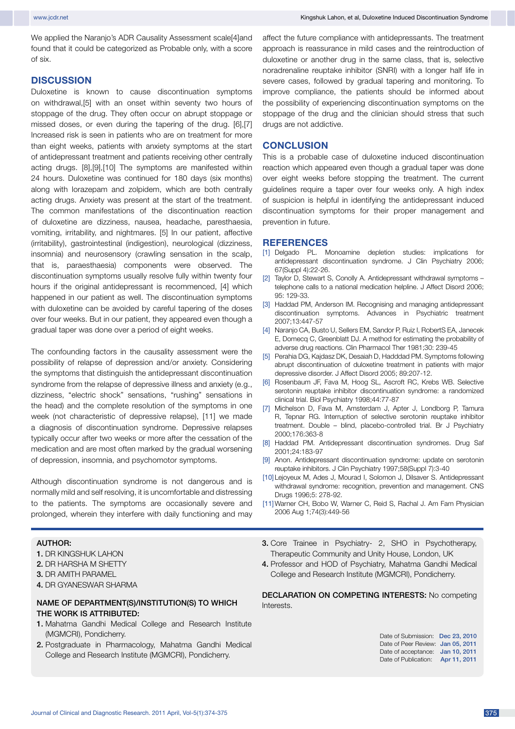We applied the Naranjo's ADR Causality Assessment scale[4]and found that it could be categorized as Probable only, with a score of six.

## DISCUSSION

Duloxetine is known to cause discontinuation symptoms on withdrawal,[5] with an onset within seventy two hours of stoppage of the drug. They often occur on abrupt stoppage or missed doses, or even during the tapering of the drug. [6],[7] Increased risk is seen in patients who are on treatment for more than eight weeks, patients with anxiety symptoms at the start of antidepressant treatment and patients receiving other centrally acting drugs. [8],[9],[10] The symptoms are manifested within 24 hours. Duloxetine was continued for 180 days (six months) along with lorazepam and zolpidem, which are both centrally acting drugs. Anxiety was present at the start of the treatment. The common manifestations of the discontinuation reaction of duloxetine are dizziness, nausea, headache, paresthaesia, vomiting, irritability, and nightmares. [5] In our patient, affective (irritability), gastrointestinal (indigestion), neurological (dizziness, insomnia) and neurosensory (crawling sensation in the scalp, that is, paraesthaesia) components were observed. The discontinuation symptoms usually resolve fully within twenty four hours if the original antidepressant is recommenced, [4] which happened in our patient as well. The discontinuation symptoms with duloxetine can be avoided by careful tapering of the doses over four weeks. But in our patient, they appeared even though a gradual taper was done over a period of eight weeks.

The confounding factors in the causality assessment were the possibility of relapse of depression and/or anxiety. Considering the symptoms that distinguish the antidepressant discontinuation syndrome from the relapse of depressive illness and anxiety (e.g., dizziness, "electric shock" sensations, "rushing" sensations in the head) and the complete resolution of the symptoms in one week (not characteristic of depressive relapse), [11] we made a diagnosis of discontinuation syndrome. Depressive relapses typically occur after two weeks or more after the cessation of the medication and are most often marked by the gradual worsening of depression, insomnia, and psychomotor symptoms.

Although discontinuation syndrome is not dangerous and is normally mild and self resolving, it is uncomfortable and distressing to the patients. The symptoms are occasionally severe and prolonged, wherein they interfere with daily functioning and may affect the future compliance with antidepressants. The treatment approach is reassurance in mild cases and the reintroduction of duloxetine or another drug in the same class, that is, selective noradrenaline reuptake inhibitor (SNRI) with a longer half life in severe cases, followed by gradual tapering and monitoring. To improve compliance, the patients should be informed about the possibility of experiencing discontinuation symptoms on the stoppage of the drug and the clinician should stress that such drugs are not addictive.

## CONCLUSION

This is a probable case of duloxetine induced discontinuation reaction which appeared even though a gradual taper was done over eight weeks before stopping the treatment. The current guidelines require a taper over four weeks only. A high index of suspicion is helpful in identifying the antidepressant induced discontinuation symptoms for their proper management and prevention in future.

## REFERENCES

[1] Delgado PL. Monoamine depletion studies: implications for antidepressant discontinuation syndrome. J Clin Psychiatry 2006; 67(Suppl 4):22-26.

[2] Taylor D, Stewart S, Conolly A. Antidepressant withdrawal symptoms – telephone calls to a national medication helpline. J Affect Disord 2006; 95: 129-33.

[3] Haddad PM, Anderson IM. Recognising and managing antidepressant discontinuation symptoms. Advances in Psychiatric treatment 2007;13:447-57

[4] Naranjo CA, Busto U, Sellers EM, Sandor P, Ruiz I, RobertS EA, Janecek E, Domecq C, Greenblatt DJ. A method for estimating the probability of adverse drug reactions. Clin Pharmacol Ther 1981;30: 239-45

[5] Perahia DG, Kajdasz DK, Desaiah D, Hadddad PM. Symptoms following abrupt discontinuation of duloxetine treatment in patients with major depressive disorder. J Affect Disord 2005; 89:207-12.

[6] Rosenbaum JF, Fava M, Hoog SL, Ascroft RC, Krebs WB. Selective serotonin reuptake inhibitor discontinuation syndrome: a randomized clinical trial. Biol Psychiatry 1998;44:77-87

[7] Michelson D, Fava M, Amsterdam J, Apter J, Londborg P, Tamura R, Tepnar RG. Interruption of selective serotonin reuptake inhibitor treatment. Double – blind, placebo-controlled trial. Br J Psychiatry 2000;176:363-8

[8] Haddad PM. Antidepressant discontinuation syndromes. Drug Saf 2001;24:183-97

[9] Anon. Antidepressant discontinuation syndrome: update on serotonin reuptake inhibitors. J Clin Psychiatry 1997;58(Suppl 7):3-40

[10] Lejoyeux M, Ades J, Mourad I, Solomon J, Dilsaver S. Antidepressant withdrawal syndrome: recognition, prevention and management. CNS Drugs 1996;5: 278-92.

[11] Warner CH, Bobo W, Warner C, Reid S, Rachal J. Am Fam Physician 2006 Aug 1;74(3):449-56

**AUTHOR:**

1. DR KINGSHUK LAHON
2. DR HARSHA M SHETTY
3. DR AMITH PARAMEL
4. DR GYANESWAR SHARMA

**NAME OF DEPARTMENT(S)/INSTITUTION(S) TO WHICH THE WORK IS ATTRIBUTED:**

1. Mahatma Gandhi Medical College and Research Institute (MGMCRI), Pondicherry.
2. Postgraduate in Pharmacology, Mahatma Gandhi Medical College and Research Institute (MGMCRI), Pondicherry.
3. Core Trainee in Psychiatry- 2, SHO in Psychotherapy, Therapeutic Community and Unity House, London, UK
4. Professor and HOD of Psychiatry, Mahatma Gandhi Medical College and Research Institute (MGMCRI), Pondicherry.

**DECLARATION ON COMPETING INTERESTS:** No competing Interests.

Date of Submission: Dec 23, 2010
Date of Peer Review: Jan 05, 2011
Date of acceptance: Jan 10, 2011
Date of Publication: Apr 11, 2011